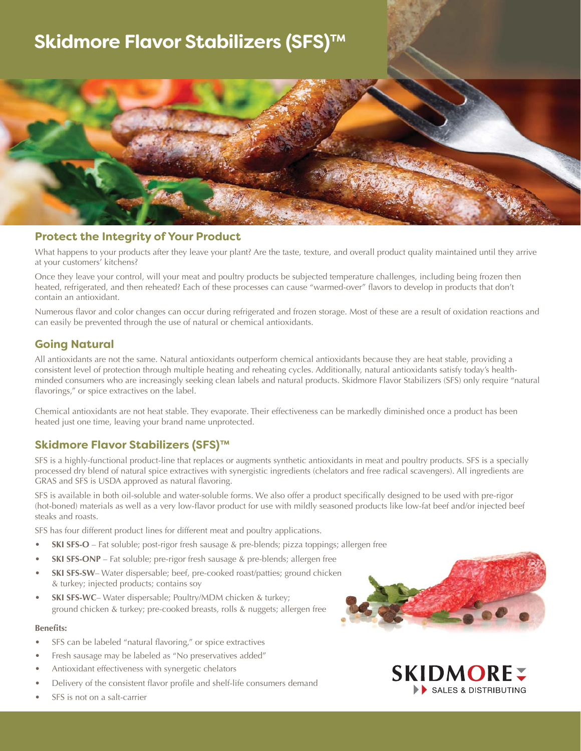# Skidmore Flavor Stabilizers (SFS)™

## Protect the Integrity of Your Product

What happens to your products after they leave your plant? Are the taste, texture, and overall product quality maintained until they arrive at your customers' kitchens?

Once they leave your control, will your meat and poultry products be subjected temperature challenges, including being frozen then heated, refrigerated, and then reheated? Each of these processes can cause "warmed-over" flavors to develop in products that don't contain an antioxidant.

Numerous flavor and color changes can occur during refrigerated and frozen storage. Most of these are a result of oxidation reactions and can easily be prevented through the use of natural or chemical antioxidants.

## Going Natural

All antioxidants are not the same. Natural antioxidants outperform chemical antioxidants because they are heat stable, providing a consistent level of protection through multiple heating and reheating cycles. Additionally, natural antioxidants satisfy today's health-minded consumers who are increasingly seeking clean labels and natural products. Skidmore Flavor Stabilizers (SFS) only require "natural flavorings," or spice extractives on the label.

Chemical antioxidants are not heat stable. They evaporate. Their effectiveness can be markedly diminished once a product has been heated just one time, leaving your brand name unprotected.

## Skidmore Flavor Stabilizers (SFS)™

SFS is a highly-functional product-line that replaces or augments synthetic antioxidants in meat and poultry products. SFS is a specially processed dry blend of natural spice extractives with synergistic ingredients (chelators and free radical scavengers). All ingredients are GRAS and SFS is USDA approved as natural flavoring.

SFS is available in both oil-soluble and water-soluble forms. We also offer a product specifically designed to be used with pre-rigor (hot-boned) materials as well as a very low-flavor product for use with mildly seasoned products like low-fat beef and/or injected beef steaks and roasts.

SFS has four different product lines for different meat and poultry applications.

- **SKI SFS-O** – Fat soluble; post-rigor fresh sausage & pre-blends; pizza toppings; allergen free
- **SKI SFS-ONP** – Fat soluble; pre-rigor fresh sausage & pre-blends; allergen free
- **SKI SFS-SW**– Water dispersable; beef, pre-cooked roast/patties; ground chicken & turkey; injected products; contains soy
- **SKI SFS-WC**– Water dispersable; Poultry/MDM chicken & turkey; ground chicken & turkey; pre-cooked breasts, rolls & nuggets; allergen free

**Benefits:**

- SFS can be labeled "natural flavoring," or spice extractives
- Fresh sausage may be labeled as "No preservatives added"
- Antioxidant effectiveness with synergetic chelators
- Delivery of the consistent flavor profile and shelf-life consumers demand
- SFS is not on a salt-carrier

SKIDMORE SALES & DISTRIBUTING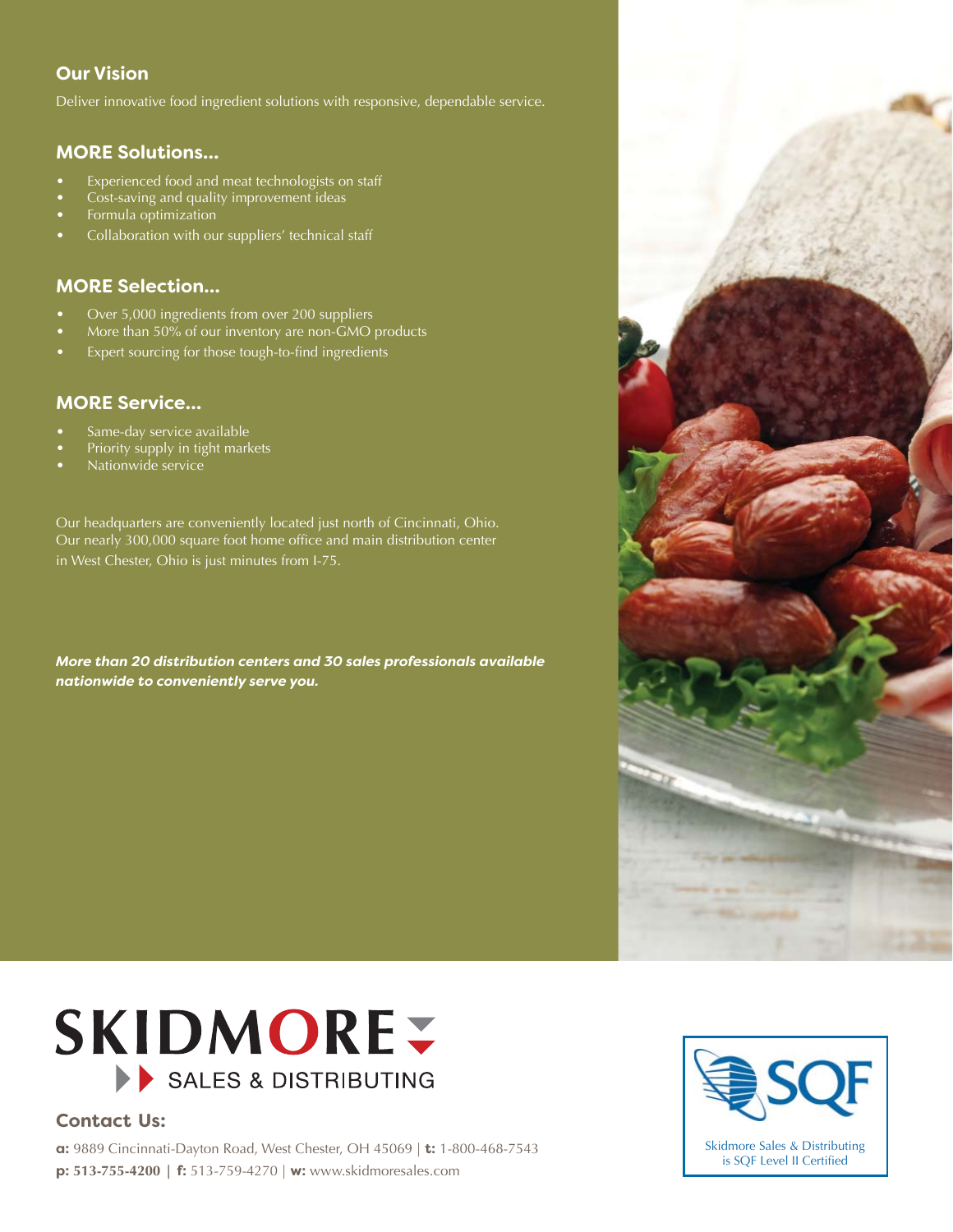## Our Vision

Deliver innovative food ingredient solutions with responsive, dependable service.

## MORE Solutions...

- Experienced food and meat technologists on staff
- Cost-saving and quality improvement ideas
- Formula optimization
- Collaboration with our suppliers' technical staff

## MORE Selection...

- Over 5,000 ingredients from over 200 suppliers
- More than 50% of our inventory are non-GMO products
- Expert sourcing for those tough-to-find ingredients

## MORE Service...

- Same-day service available
- Priority supply in tight markets
- Nationwide service

Our headquarters are conveniently located just north of Cincinnati, Ohio. Our nearly 300,000 square foot home office and main distribution center in West Chester, Ohio is just minutes from I-75.

***More than 20 distribution centers and 30 sales professionals available nationwide to conveniently serve you.***

SKIDMORE SALES & DISTRIBUTING

## Contact Us:

**a:** 9889 Cincinnati-Dayton Road, West Chester, OH 45069 | **t:** 1-800-468-7543
**p: 513-755-4200** | **f:** 513-759-4270 | **w:** www.skidmoresales.com

SQF

Skidmore Sales & Distributing is SQF Level II Certified